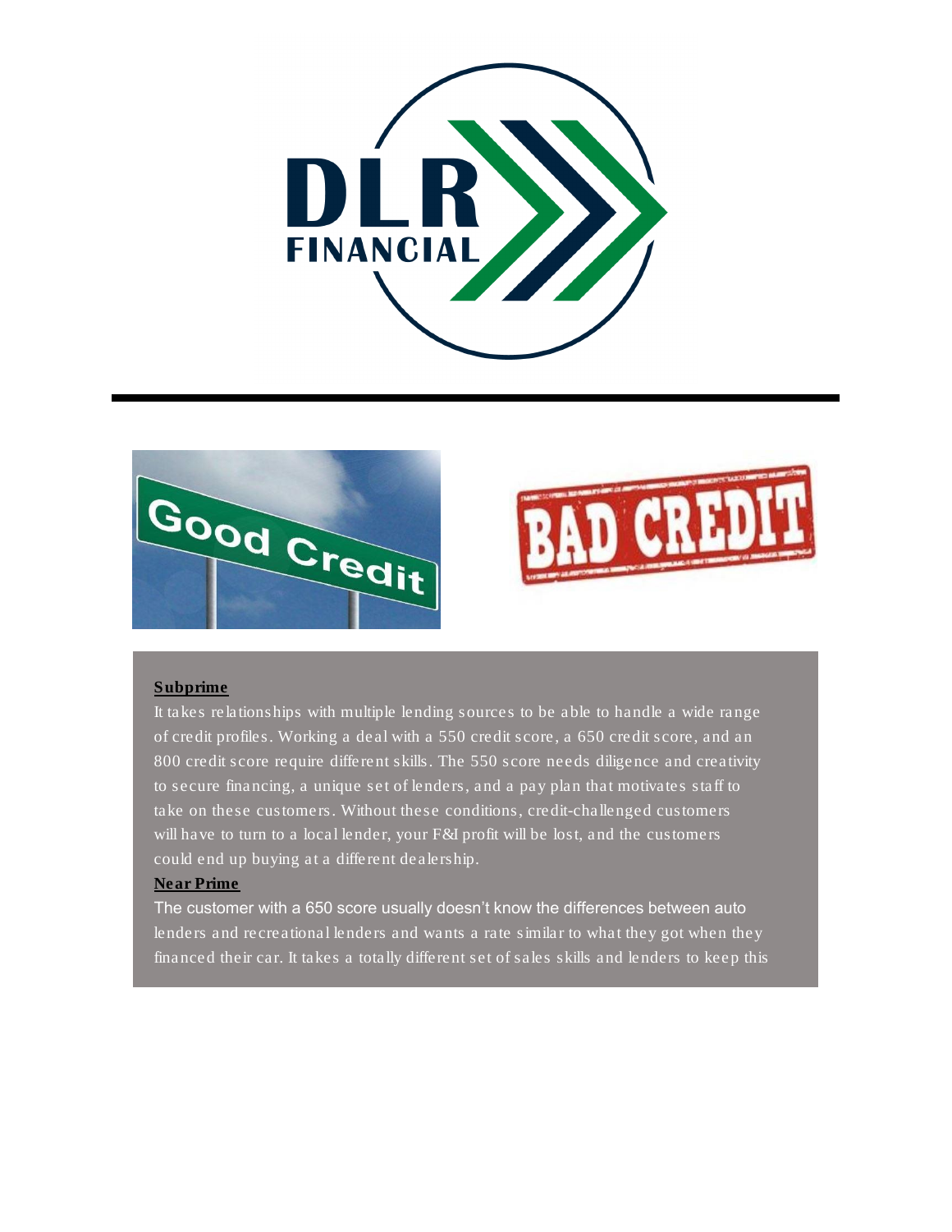**Subprime**

It takes relationships with multiple lending sources to be able to handle a wide range of credit profiles. Working a deal with a 550 credit score, a 650 credit score, and an 800 credit score require different skills. The 550 score needs diligence and creativity to secure financing, a unique set of lenders, and a pay plan that motivates staff to take on these customers. Without these conditions, credit-challenged customers will have to turn to a local lender, your F&I profit will be lost, and the customers could end up buying at a different dealership.

**Near Prime**

The customer with a 650 score usually doesn't know the differences between auto lenders and recreational lenders and wants a rate similar to what they got when they financed their car. It takes a totally different set of sales skills and lenders to keep this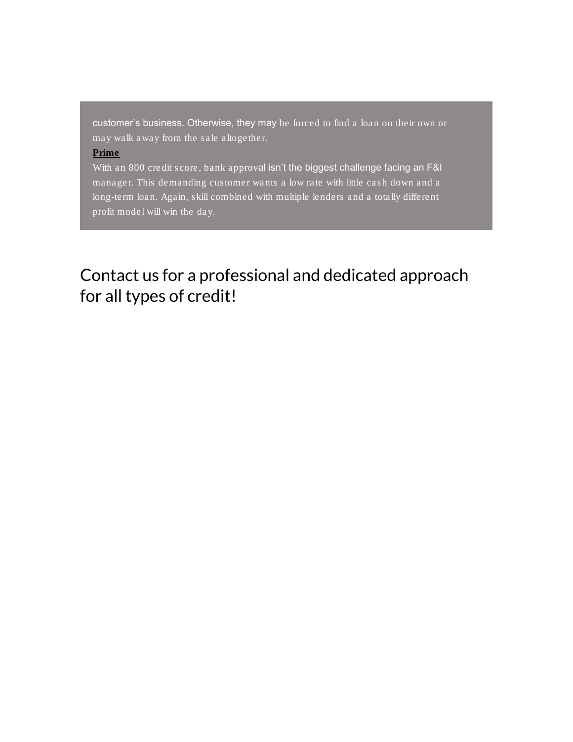customer's business. Otherwise, they may be forced to find a loan on their own or may walk away from the sale altogether.

**Prime**

With an 800 credit score, bank approval isn't the biggest challenge facing an F&I manager. This demanding customer wants a low rate with little cash down and a long-term loan. Again, skill combined with multiple lenders and a totally different profit model will win the day.

# Contact us for a professional and dedicated approach for all types of credit!